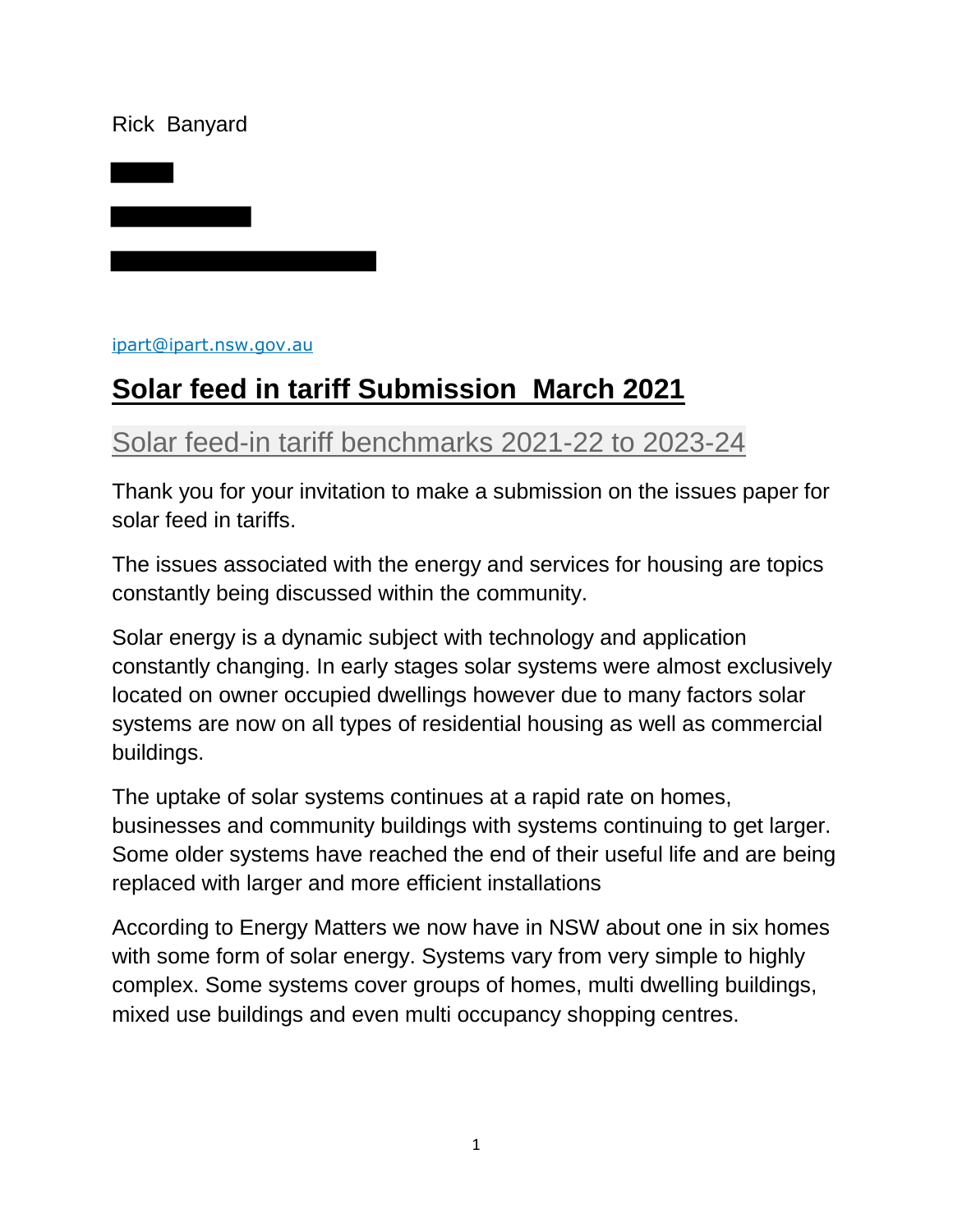Rick Banyard

ipart@ipart.nsw.gov.au

# **Solar feed in tariff Submission March 2021**

## Solar feed-in tariff benchmarks 2021-22 to 2023-24

Thank you for your invitation to make a submission on the issues paper for solar feed in tariffs.

The issues associated with the energy and services for housing are topics constantly being discussed within the community.

Solar energy is a dynamic subject with technology and application constantly changing. In early stages solar systems were almost exclusively located on owner occupied dwellings however due to many factors solar systems are now on all types of residential housing as well as commercial buildings.

The uptake of solar systems continues at a rapid rate on homes, businesses and community buildings with systems continuing to get larger. Some older systems have reached the end of their useful life and are being replaced with larger and more efficient installations

According to Energy Matters we now have in NSW about one in six homes with some form of solar energy. Systems vary from very simple to highly complex. Some systems cover groups of homes, multi dwelling buildings, mixed use buildings and even multi occupancy shopping centres.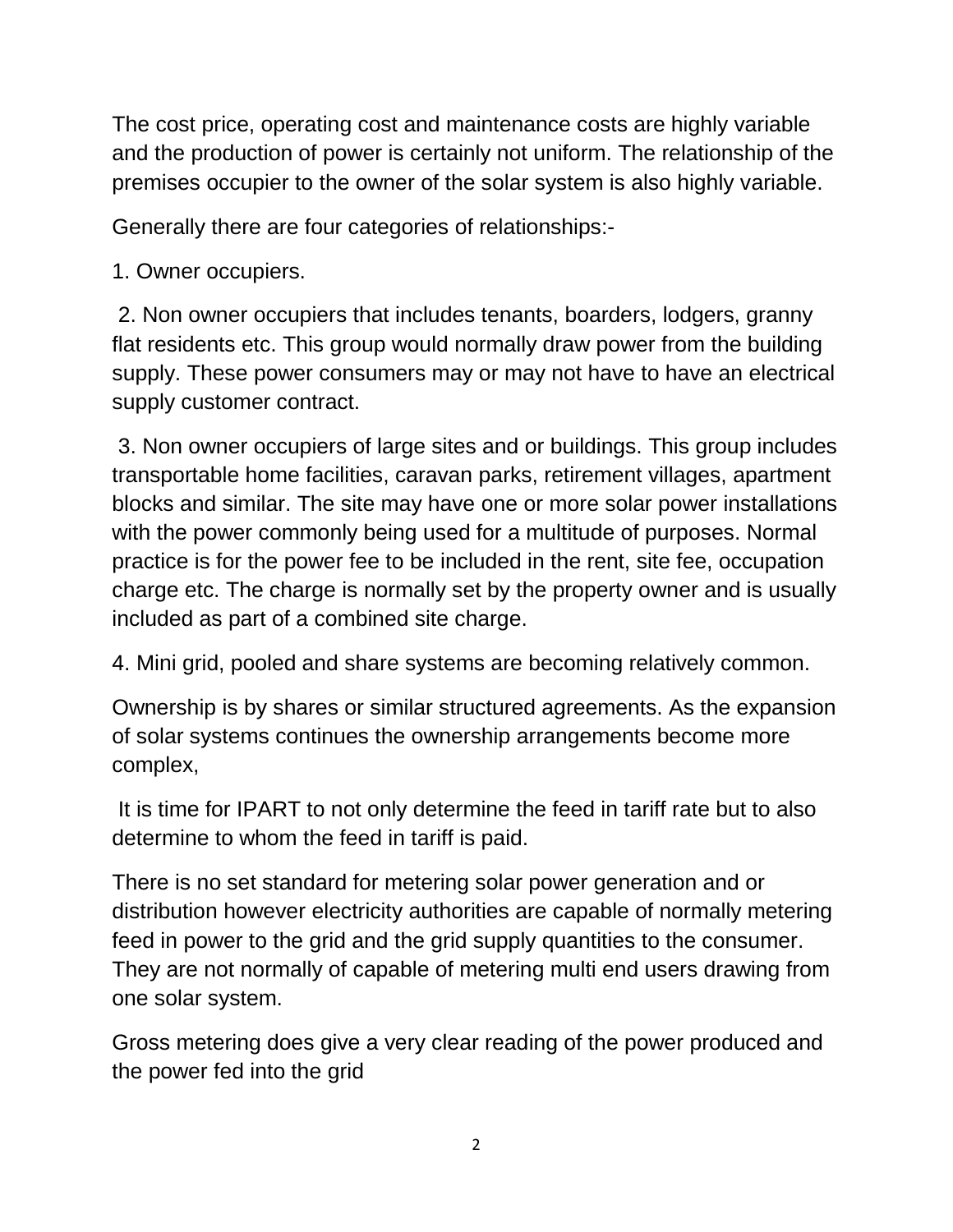The cost price, operating cost and maintenance costs are highly variable and the production of power is certainly not uniform. The relationship of the premises occupier to the owner of the solar system is also highly variable.

Generally there are four categories of relationships:-

1. Owner occupiers.

2. Non owner occupiers that includes tenants, boarders, lodgers, granny flat residents etc. This group would normally draw power from the building supply. These power consumers may or may not have to have an electrical supply customer contract.

3. Non owner occupiers of large sites and or buildings. This group includes transportable home facilities, caravan parks, retirement villages, apartment blocks and similar. The site may have one or more solar power installations with the power commonly being used for a multitude of purposes. Normal practice is for the power fee to be included in the rent, site fee, occupation charge etc. The charge is normally set by the property owner and is usually included as part of a combined site charge.

4. Mini grid, pooled and share systems are becoming relatively common.

Ownership is by shares or similar structured agreements. As the expansion of solar systems continues the ownership arrangements become more complex,

It is time for IPART to not only determine the feed in tariff rate but to also determine to whom the feed in tariff is paid.

There is no set standard for metering solar power generation and or distribution however electricity authorities are capable of normally metering feed in power to the grid and the grid supply quantities to the consumer. They are not normally of capable of metering multi end users drawing from one solar system.

Gross metering does give a very clear reading of the power produced and the power fed into the grid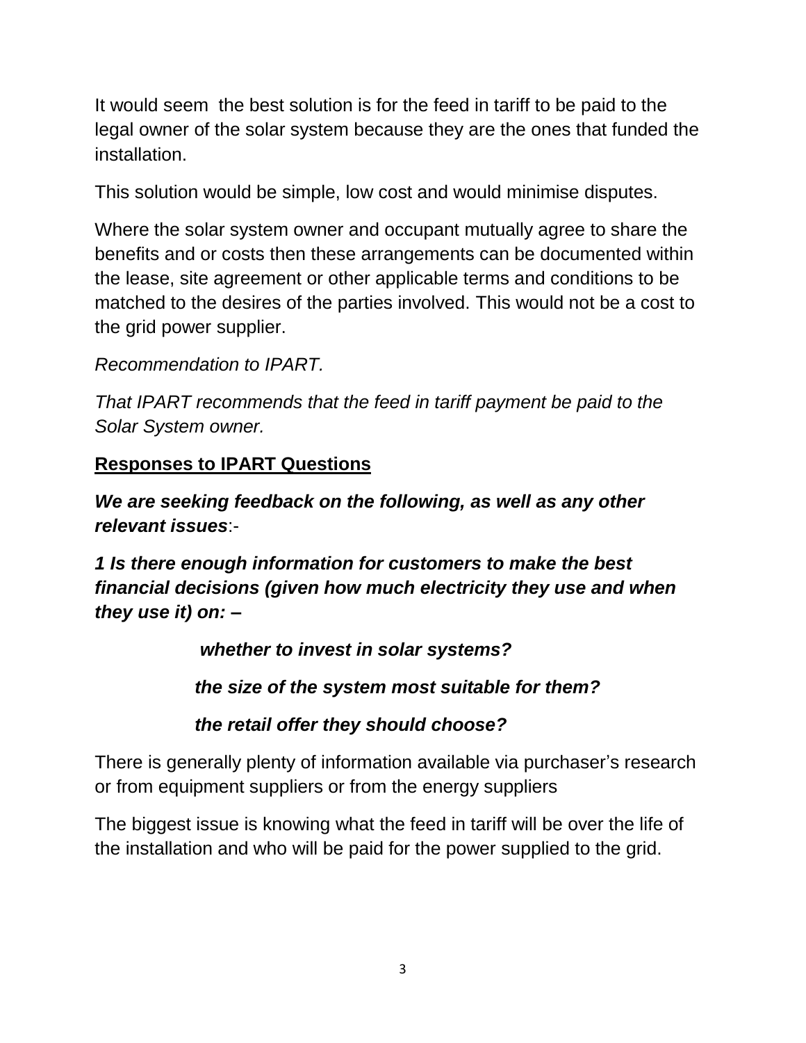It would seem the best solution is for the feed in tariff to be paid to the legal owner of the solar system because they are the ones that funded the installation.

This solution would be simple, low cost and would minimise disputes.

Where the solar system owner and occupant mutually agree to share the benefits and or costs then these arrangements can be documented within the lease, site agreement or other applicable terms and conditions to be matched to the desires of the parties involved. This would not be a cost to the grid power supplier.

*Recommendation to IPART.*

*That IPART recommends that the feed in tariff payment be paid to the Solar System owner.*

**Responses to IPART Questions**

***We are seeking feedback on the following, as well as any other relevant issues***:-

***1 Is there enough information for customers to make the best financial decisions (given how much electricity they use and when they use it) on: –***

- ***whether to invest in solar systems?***
- ***the size of the system most suitable for them?***
- ***the retail offer they should choose?***

There is generally plenty of information available via purchaser's research or from equipment suppliers or from the energy suppliers

The biggest issue is knowing what the feed in tariff will be over the life of the installation and who will be paid for the power supplied to the grid.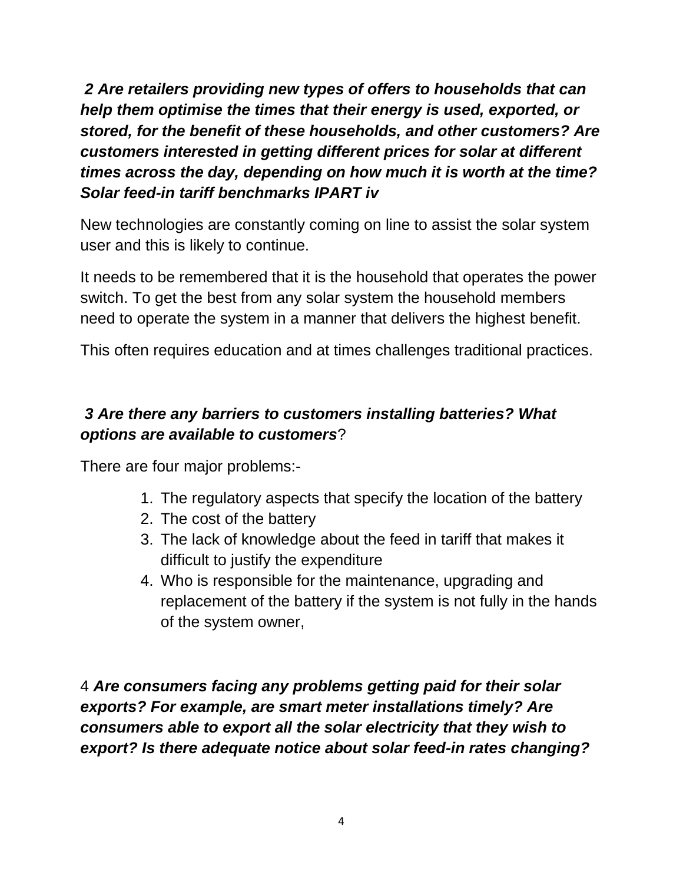**2 Are retailers providing new types of offers to households that can help them optimise the times that their energy is used, exported, or stored, for the benefit of these households, and other customers? Are customers interested in getting different prices for solar at different times across the day, depending on how much it is worth at the time? Solar feed-in tariff benchmarks IPART iv**

New technologies are constantly coming on line to assist the solar system user and this is likely to continue.

It needs to be remembered that it is the household that operates the power switch. To get the best from any solar system the household members need to operate the system in a manner that delivers the highest benefit.

This often requires education and at times challenges traditional practices.

***3 Are there any barriers to customers installing batteries? What options are available to customers***?

There are four major problems:-

1. The regulatory aspects that specify the location of the battery
2. The cost of the battery
3. The lack of knowledge about the feed in tariff that makes it difficult to justify the expenditure
4. Who is responsible for the maintenance, upgrading and replacement of the battery if the system is not fully in the hands of the system owner,

4 ***Are consumers facing any problems getting paid for their solar exports? For example, are smart meter installations timely? Are consumers able to export all the solar electricity that they wish to export? Is there adequate notice about solar feed-in rates changing?***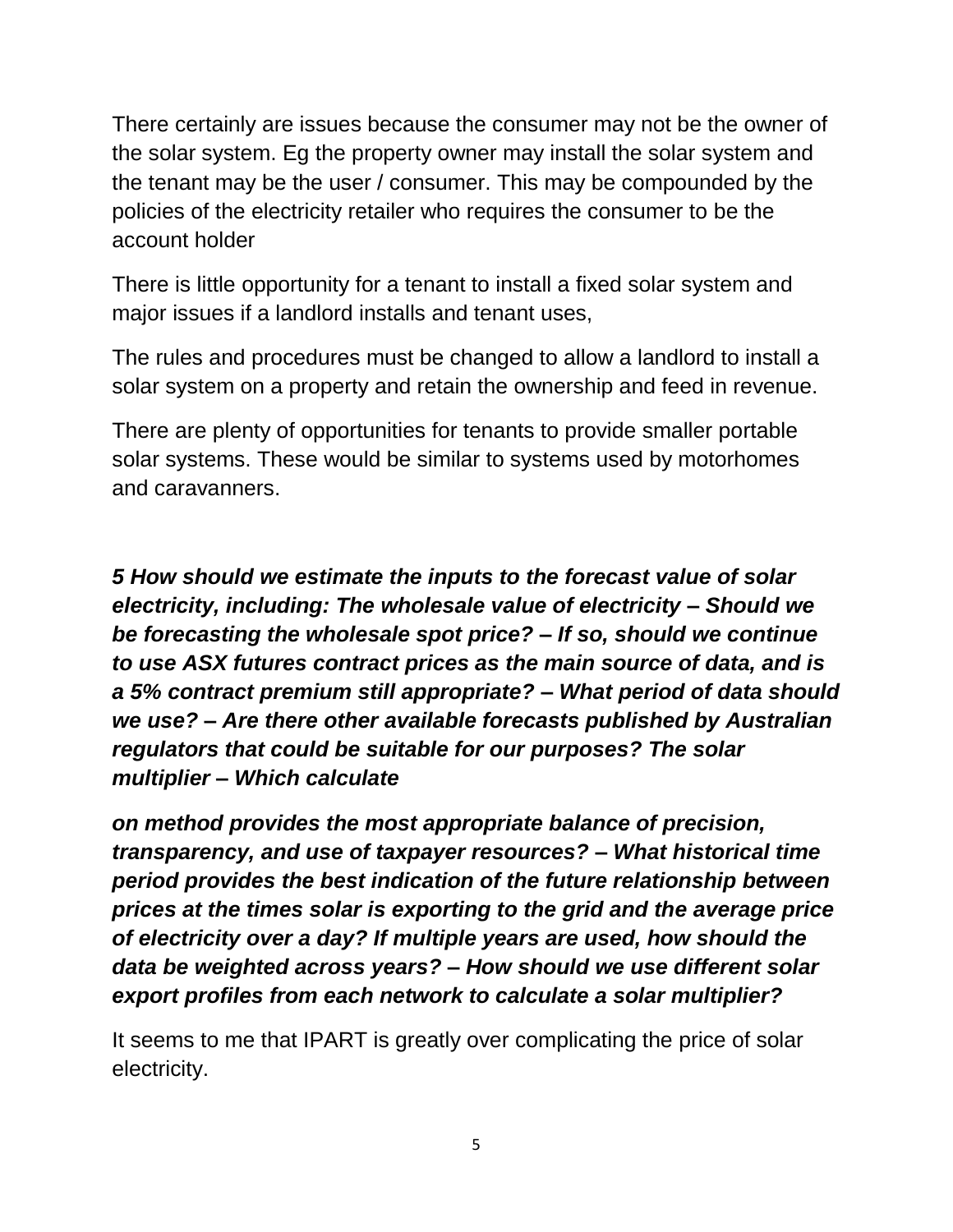There certainly are issues because the consumer may not be the owner of the solar system. Eg the property owner may install the solar system and the tenant may be the user / consumer. This may be compounded by the policies of the electricity retailer who requires the consumer to be the account holder

There is little opportunity for a tenant to install a fixed solar system and major issues if a landlord installs and tenant uses,

The rules and procedures must be changed to allow a landlord to install a solar system on a property and retain the ownership and feed in revenue.

There are plenty of opportunities for tenants to provide smaller portable solar systems. These would be similar to systems used by motorhomes and caravanners.

***5 How should we estimate the inputs to the forecast value of solar electricity, including: The wholesale value of electricity – Should we be forecasting the wholesale spot price? – If so, should we continue to use ASX futures contract prices as the main source of data, and is a 5% contract premium still appropriate? – What period of data should we use? – Are there other available forecasts published by Australian regulators that could be suitable for our purposes? The solar multiplier – Which calculate***

***on method provides the most appropriate balance of precision, transparency, and use of taxpayer resources? – What historical time period provides the best indication of the future relationship between prices at the times solar is exporting to the grid and the average price of electricity over a day? If multiple years are used, how should the data be weighted across years? – How should we use different solar export profiles from each network to calculate a solar multiplier?***

It seems to me that IPART is greatly over complicating the price of solar electricity.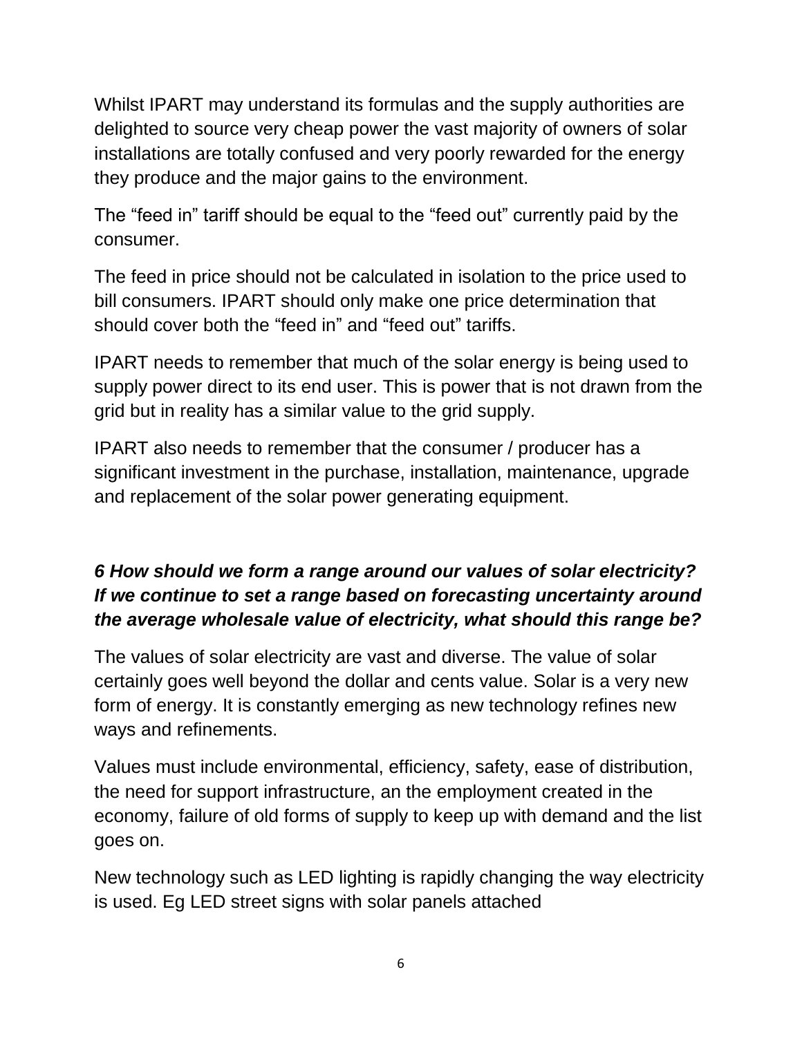Whilst IPART may understand its formulas and the supply authorities are delighted to source very cheap power the vast majority of owners of solar installations are totally confused and very poorly rewarded for the energy they produce and the major gains to the environment.

The “feed in” tariff should be equal to the “feed out” currently paid by the consumer.

The feed in price should not be calculated in isolation to the price used to bill consumers. IPART should only make one price determination that should cover both the “feed in” and “feed out” tariffs.

IPART needs to remember that much of the solar energy is being used to supply power direct to its end user. This is power that is not drawn from the grid but in reality has a similar value to the grid supply.

IPART also needs to remember that the consumer / producer has a significant investment in the purchase, installation, maintenance, upgrade and replacement of the solar power generating equipment.

***6 How should we form a range around our values of solar electricity? If we continue to set a range based on forecasting uncertainty around the average wholesale value of electricity, what should this range be?***

The values of solar electricity are vast and diverse. The value of solar certainly goes well beyond the dollar and cents value. Solar is a very new form of energy. It is constantly emerging as new technology refines new ways and refinements.

Values must include environmental, efficiency, safety, ease of distribution, the need for support infrastructure, an the employment created in the economy, failure of old forms of supply to keep up with demand and the list goes on.

New technology such as LED lighting is rapidly changing the way electricity is used. Eg LED street signs with solar panels attached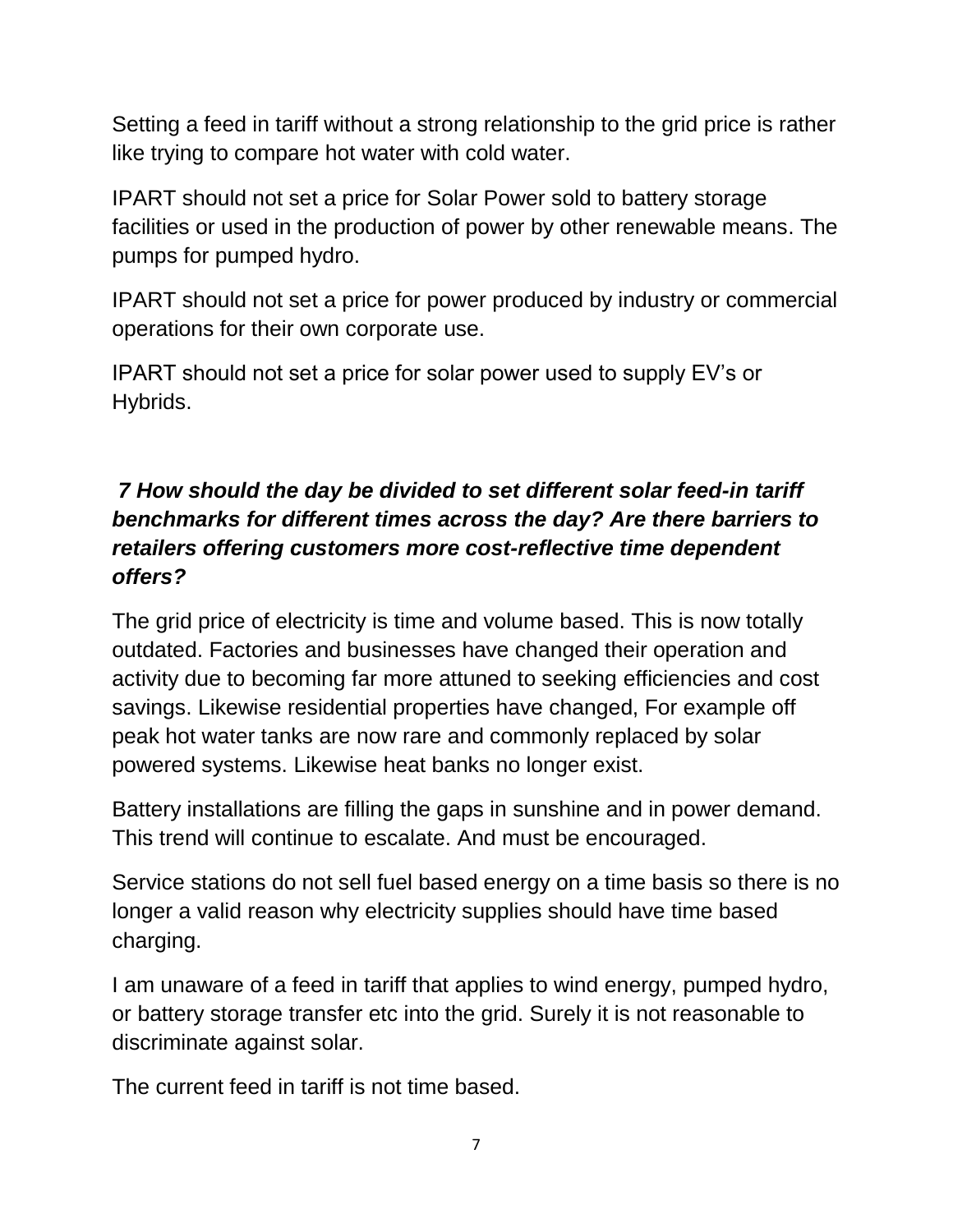Setting a feed in tariff without a strong relationship to the grid price is rather like trying to compare hot water with cold water.

IPART should not set a price for Solar Power sold to battery storage facilities or used in the production of power by other renewable means. The pumps for pumped hydro.

IPART should not set a price for power produced by industry or commercial operations for their own corporate use.

IPART should not set a price for solar power used to supply EV's or Hybrids.

***7 How should the day be divided to set different solar feed-in tariff benchmarks for different times across the day? Are there barriers to retailers offering customers more cost-reflective time dependent offers?***

The grid price of electricity is time and volume based. This is now totally outdated. Factories and businesses have changed their operation and activity due to becoming far more attuned to seeking efficiencies and cost savings. Likewise residential properties have changed, For example off peak hot water tanks are now rare and commonly replaced by solar powered systems. Likewise heat banks no longer exist.

Battery installations are filling the gaps in sunshine and in power demand. This trend will continue to escalate. And must be encouraged.

Service stations do not sell fuel based energy on a time basis so there is no longer a valid reason why electricity supplies should have time based charging.

I am unaware of a feed in tariff that applies to wind energy, pumped hydro, or battery storage transfer etc into the grid. Surely it is not reasonable to discriminate against solar.

The current feed in tariff is not time based.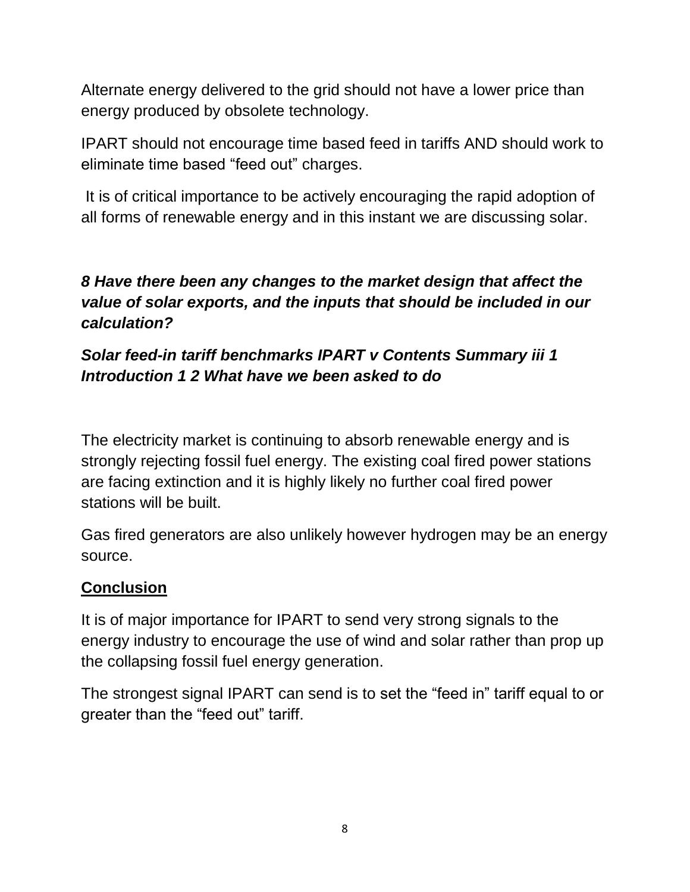Alternate energy delivered to the grid should not have a lower price than energy produced by obsolete technology.

IPART should not encourage time based feed in tariffs AND should work to eliminate time based "feed out" charges.

It is of critical importance to be actively encouraging the rapid adoption of all forms of renewable energy and in this instant we are discussing solar.

***8 Have there been any changes to the market design that affect the value of solar exports, and the inputs that should be included in our calculation?***

***Solar feed-in tariff benchmarks IPART v Contents Summary iii 1 Introduction 1 2 What have we been asked to do***

The electricity market is continuing to absorb renewable energy and is strongly rejecting fossil fuel energy. The existing coal fired power stations are facing extinction and it is highly likely no further coal fired power stations will be built.

Gas fired generators are also unlikely however hydrogen may be an energy source.

**<u>Conclusion</u>**

It is of major importance for IPART to send very strong signals to the energy industry to encourage the use of wind and solar rather than prop up the collapsing fossil fuel energy generation.

The strongest signal IPART can send is to set the "feed in" tariff equal to or greater than the "feed out" tariff.